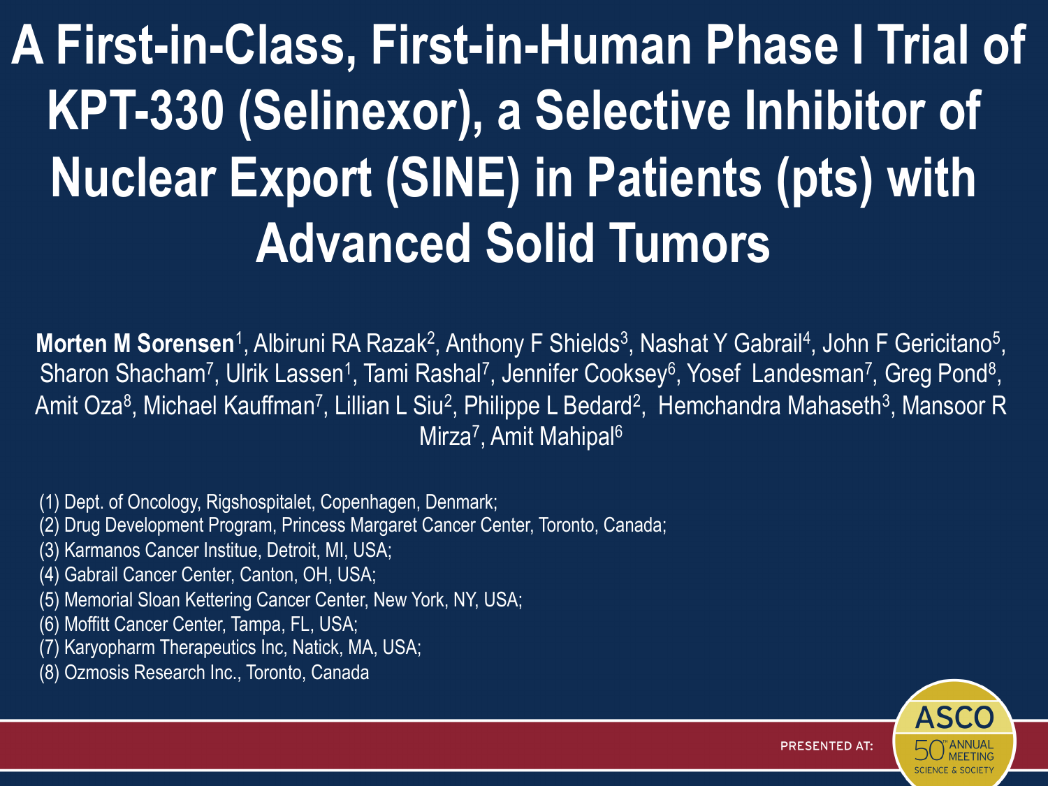# A First-in-Class, First-in-Human Phase I Trial of KPT-330 (Selinexor), a Selective Inhibitor of Nuclear Export (SINE) in Patients (pts) with Advanced Solid Tumors

**Morten M Sorensen**[1], Albiruni RA Razak[2], Anthony F Shields[3], Nashat Y Gabrail[4], John F Gericitano[5], Sharon Shacham[7], Ulrik Lassen[1], Tami Rashal[7], Jennifer Cooksey[6], Yosef Landesman[7], Greg Pond[8], Amit Oza[8], Michael Kauffman[7], Lillian L Siu[2], Philippe L Bedard[2], Hemchandra Mahaseth[3], Mansoor R Mirza[7], Amit Mahipal[6]

(1) Dept. of Oncology, Rigshospitalet, Copenhagen, Denmark;
(2) Drug Development Program, Princess Margaret Cancer Center, Toronto, Canada;
(3) Karmanos Cancer Institue, Detroit, MI, USA;
(4) Gabrail Cancer Center, Canton, OH, USA;
(5) Memorial Sloan Kettering Cancer Center, New York, NY, USA;
(6) Moffitt Cancer Center, Tampa, FL, USA;
(7) Karyopharm Therapeutics Inc, Natick, MA, USA;
(8) Ozmosis Research Inc., Toronto, Canada

PRESENTED AT: ASCO 50th ANNUAL MEETING SCIENCE & SOCIETY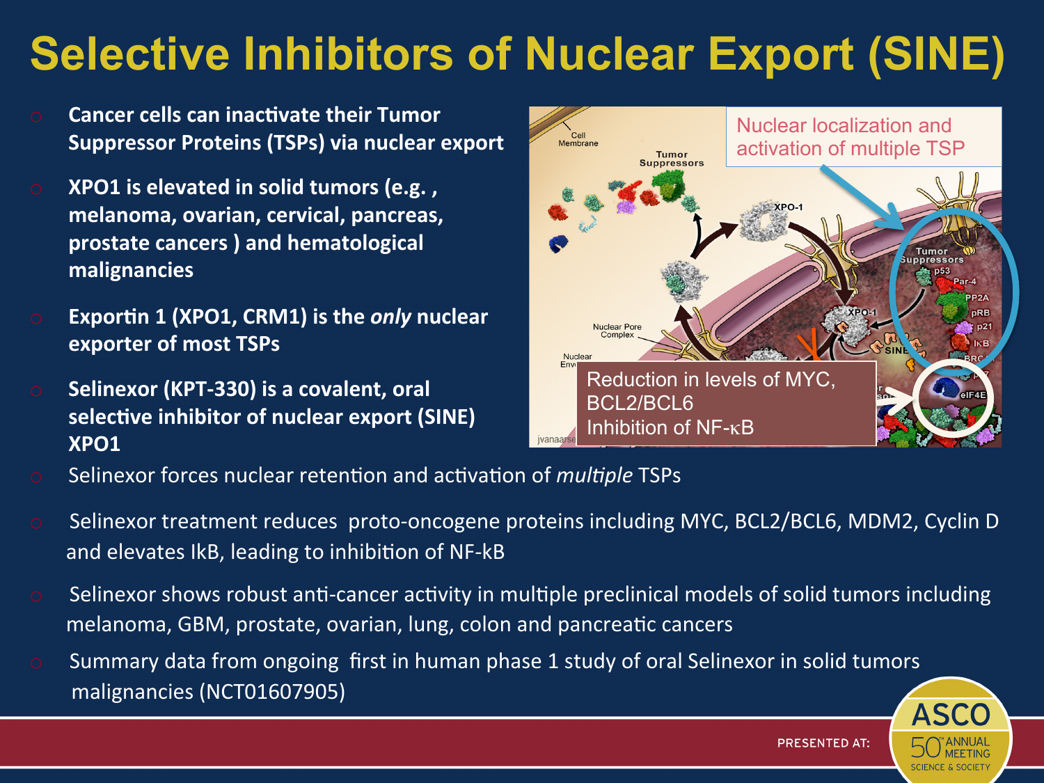# Selective Inhibitors of Nuclear Export (SINE)

- **Cancer cells can inactivate their Tumor Suppressor Proteins (TSPs) via nuclear export**
- **XPO1 is elevated in solid tumors (e.g. , melanoma, ovarian, cervical, pancreas, prostate cancers ) and hematological malignancies**
- **Exportin 1 (XPO1, CRM1) is the *only* nuclear exporter of most TSPs**
- **Selinexor (KPT-330) is a covalent, oral selective inhibitor of nuclear export (SINE) XPO1**
- Selinexor forces nuclear retention and activation of *multiple* TSPs
- Selinexor treatment reduces proto-oncogene proteins including MYC, BCL2/BCL6, MDM2, Cyclin D and elevates IkB, leading to inhibition of NF-kB
- Selinexor shows robust anti-cancer activity in multiple preclinical models of solid tumors including melanoma, GBM, prostate, ovarian, lung, colon and pancreatic cancers
- Summary data from ongoing first in human phase 1 study of oral Selinexor in solid tumors malignancies (NCT01607905)

Nuclear localization and activation of multiple TSP

Reduction in levels of MYC, BCL2/BCL6
Inhibition of NF-κB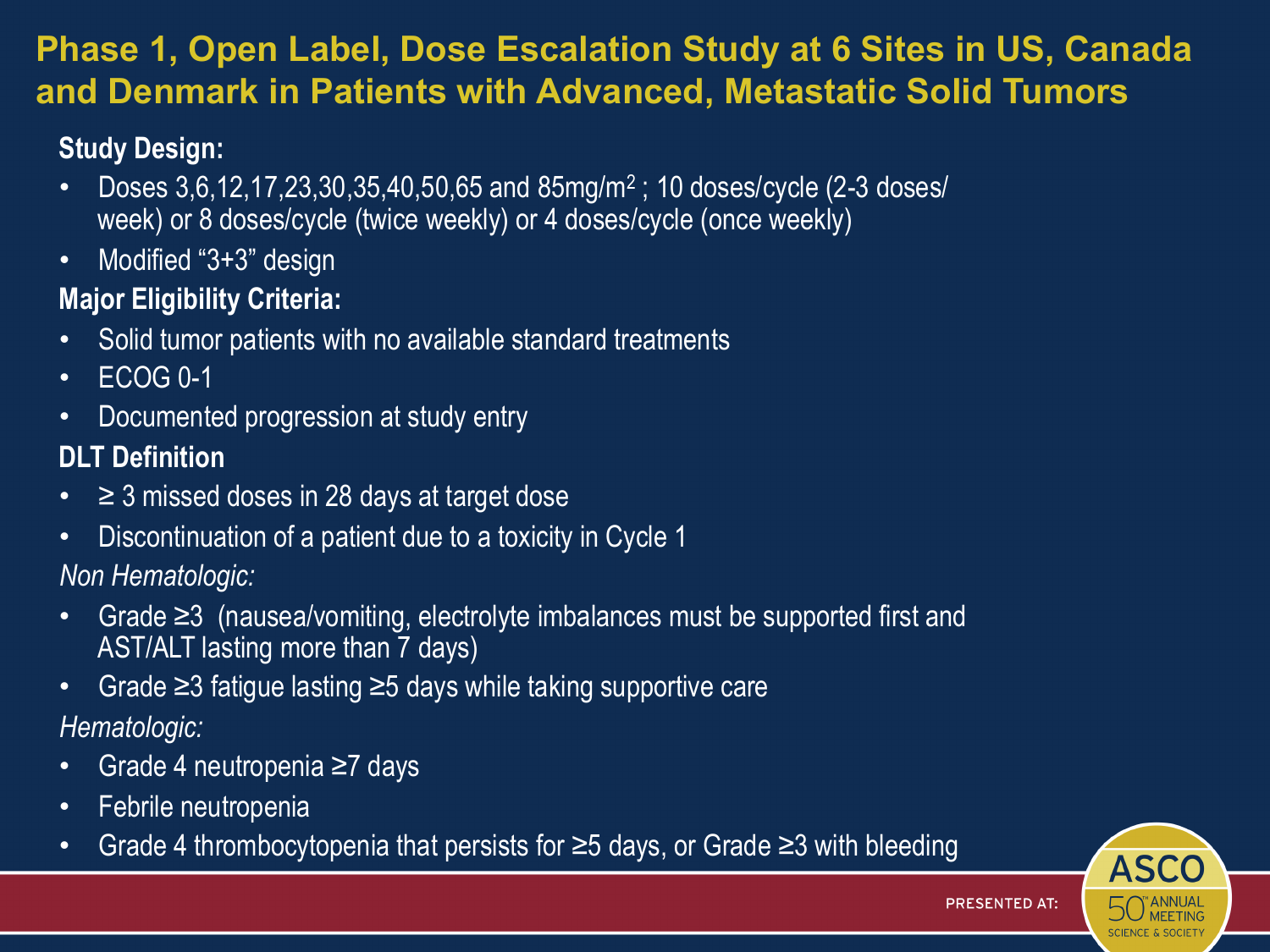# Phase 1, Open Label, Dose Escalation Study at 6 Sites in US, Canada and Denmark in Patients with Advanced, Metastatic Solid Tumors

**Study Design:**

- Doses 3,6,12,17,23,30,35,40,50,65 and 85mg/$m^2$ ; 10 doses/cycle (2-3 doses/ week) or 8 doses/cycle (twice weekly) or 4 doses/cycle (once weekly)
- Modified "3+3" design

**Major Eligibility Criteria:**

- Solid tumor patients with no available standard treatments
- ECOG 0-1
- Documented progression at study entry

**DLT Definition**

- ≥ 3 missed doses in 28 days at target dose
- Discontinuation of a patient due to a toxicity in Cycle 1

*Non Hematologic:*

- Grade ≥3 (nausea/vomiting, electrolyte imbalances must be supported first and AST/ALT lasting more than 7 days)
- Grade ≥3 fatigue lasting ≥5 days while taking supportive care

*Hematologic:*

- Grade 4 neutropenia ≥7 days
- Febrile neutropenia
- Grade 4 thrombocytopenia that persists for ≥5 days, or Grade ≥3 with bleeding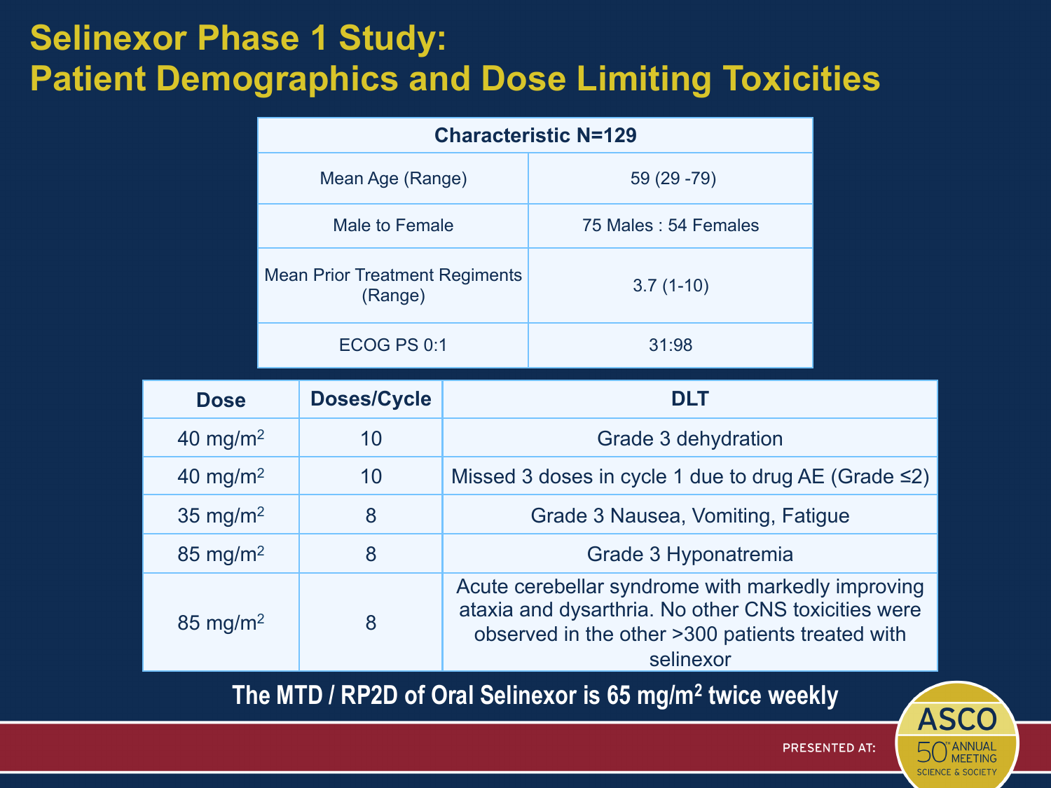# Selinexor Phase 1 Study: Patient Demographics and Dose Limiting Toxicities

| Characteristic N=129 | |
|---|---|
| Mean Age (Range) | 59 (29 -79) |
| Male to Female | 75 Males : 54 Females |
| Mean Prior Treatment Regiments (Range) | 3.7 (1-10) |
| ECOG PS 0:1 | 31:98 |

| Dose | Doses/Cycle | DLT |
|---|---|---|
| 40 mg/m$^2$ | 10 | Grade 3 dehydration |
| 40 mg/m$^2$ | 10 | Missed 3 doses in cycle 1 due to drug AE (Grade ≤2) |
| 35 mg/m$^2$ | 8 | Grade 3 Nausea, Vomiting, Fatigue |
| 85 mg/m$^2$ | 8 | Grade 3 Hyponatremia |
| 85 mg/m$^2$ | 8 | Acute cerebellar syndrome with markedly improving ataxia and dysarthria. No other CNS toxicities were observed in the other >300 patients treated with selinexor |

**The MTD / RP2D of Oral Selinexor is 65 mg/m$^2$ twice weekly**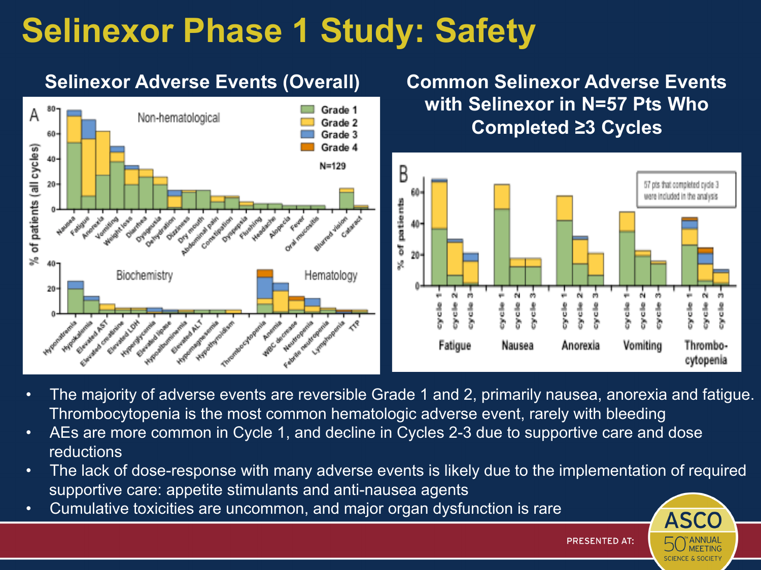# Selinexor Phase 1 Study: Safety

## Selinexor Adverse Events (Overall)

## Common Selinexor Adverse Events with Selinexor in N=57 Pts Who Completed ≥3 Cycles

- The majority of adverse events are reversible Grade 1 and 2, primarily nausea, anorexia and fatigue. Thrombocytopenia is the most common hematologic adverse event, rarely with bleeding
- AEs are more common in Cycle 1, and decline in Cycles 2-3 due to supportive care and dose reductions
- The lack of dose-response with many adverse events is likely due to the implementation of required supportive care: appetite stimulants and anti-nausea agents
- Cumulative toxicities are uncommon, and major organ dysfunction is rare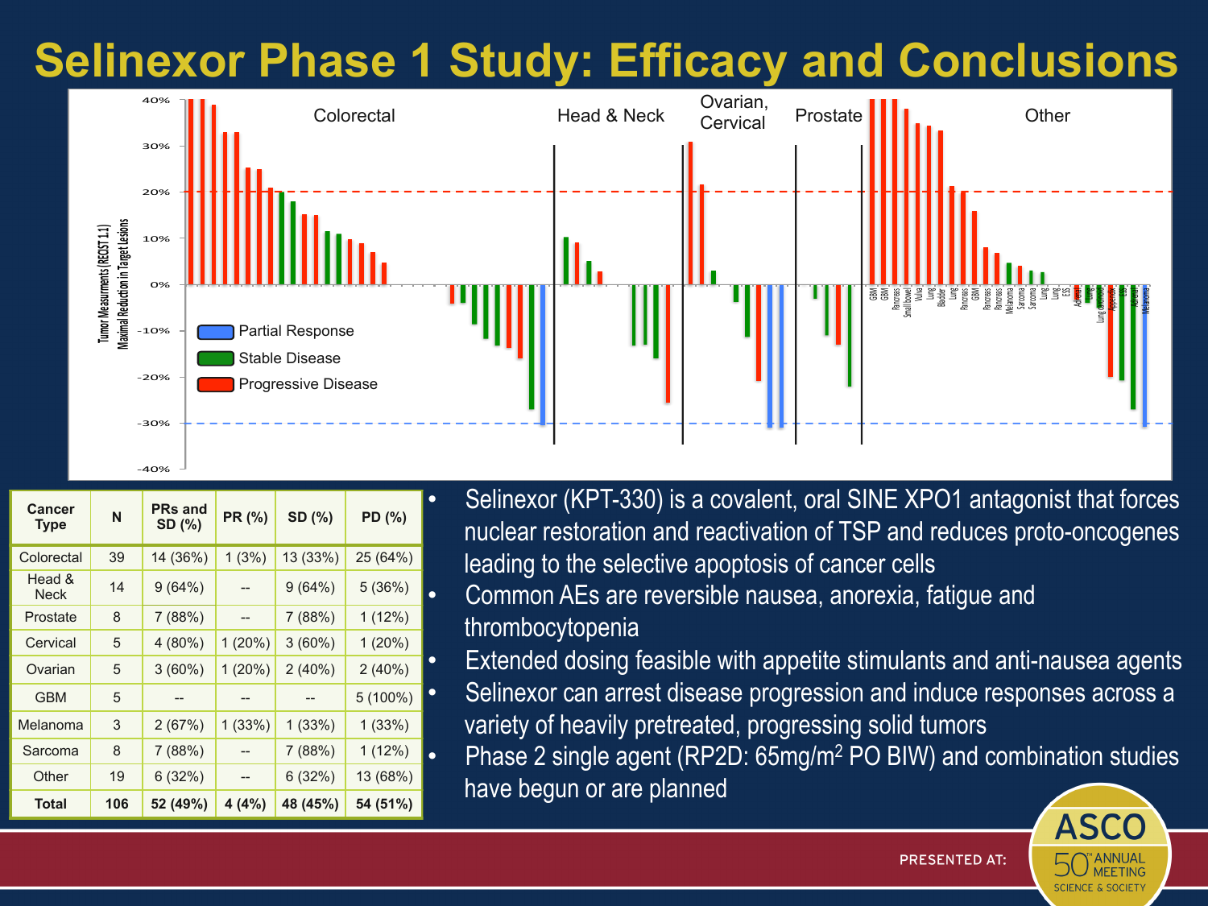# Selinexor Phase 1 Study: Efficacy and Conclusions

Colorectal

Head & Neck

Ovarian, Cervical

Prostate

Other

40%
30%
20%
10%
0%
-10%
-20%
-30%
-40%

Tumor Measurments (RECIST 1.1) Maximal Reduction in Target Lesions

Partial Response

Stable Disease

Progressive Disease

GBM, GBM, Pancreas, Small bowel, Vulva, Lung, Bladder, Lung, Pancreas, GBM, Pancreas, Pancreas, Melanoma, Sarcoma, Sarcoma, Lung, Lung, ESS, Adrenal, Lung, Lung carcinoid, Appendix, ESS, Adrenal, Melanoma

| Cancer Type | N | PRs and SD (%) | PR (%) | SD (%) | PD (%) |
|---|---|---|---|---|---|
| Colorectal | 39 | 14 (36%) | 1 (3%) | 13 (33%) | 25 (64%) |
| Head & Neck | 14 | 9 (64%) | -- | 9 (64%) | 5 (36%) |
| Prostate | 8 | 7 (88%) | -- | 7 (88%) | 1 (12%) |
| Cervical | 5 | 4 (80%) | 1 (20%) | 3 (60%) | 1 (20%) |
| Ovarian | 5 | 3 (60%) | 1 (20%) | 2 (40%) | 2 (40%) |
| GBM | 5 | -- | -- | -- | 5 (100%) |
| Melanoma | 3 | 2 (67%) | 1 (33%) | 1 (33%) | 1 (33%) |
| Sarcoma | 8 | 7 (88%) | -- | 7 (88%) | 1 (12%) |
| Other | 19 | 6 (32%) | -- | 6 (32%) | 13 (68%) |
| **Total** | **106** | **52 (49%)** | **4 (4%)** | **48 (45%)** | **54 (51%)** |

- Selinexor (KPT-330) is a covalent, oral SINE XPO1 antagonist that forces nuclear restoration and reactivation of TSP and reduces proto-oncogenes leading to the selective apoptosis of cancer cells
- Common AEs are reversible nausea, anorexia, fatigue and thrombocytopenia
- Extended dosing feasible with appetite stimulants and anti-nausea agents
- Selinexor can arrest disease progression and induce responses across a variety of heavily pretreated, progressing solid tumors
- Phase 2 single agent (RP2D: 65mg/m$^2$ PO BIW) and combination studies have begun or are planned

PRESENTED AT: ASCO 50th ANNUAL MEETING SCIENCE & SOCIETY